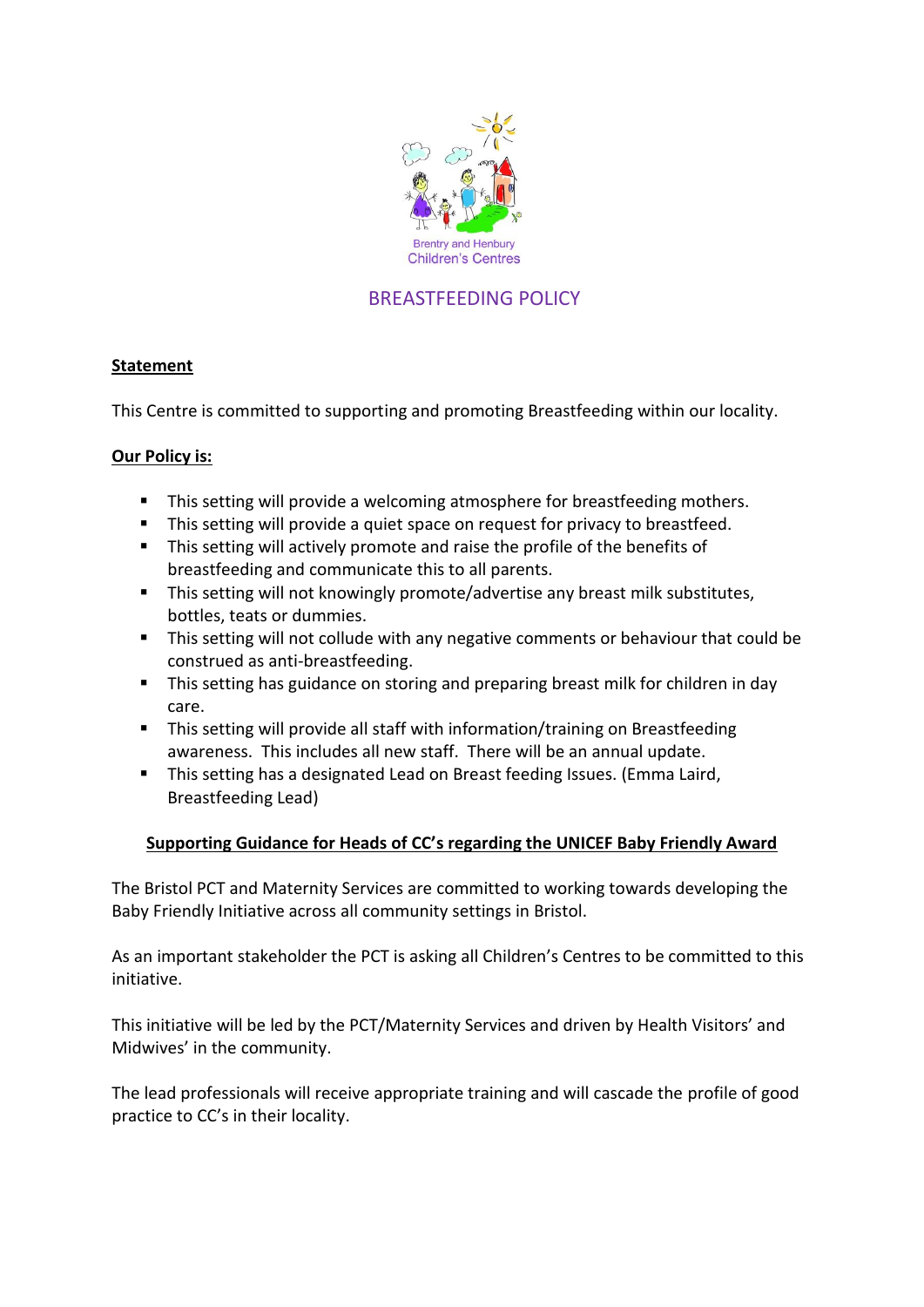Brentry and Henbury
Children's Centres

# BREASTFEEDING POLICY

**Statement**

This Centre is committed to supporting and promoting Breastfeeding within our locality.

**Our Policy is:**

- This setting will provide a welcoming atmosphere for breastfeeding mothers.
- This setting will provide a quiet space on request for privacy to breastfeed.
- This setting will actively promote and raise the profile of the benefits of breastfeeding and communicate this to all parents.
- This setting will not knowingly promote/advertise any breast milk substitutes, bottles, teats or dummies.
- This setting will not collude with any negative comments or behaviour that could be construed as anti-breastfeeding.
- This setting has guidance on storing and preparing breast milk for children in day care.
- This setting will provide all staff with information/training on Breastfeeding awareness. This includes all new staff. There will be an annual update.
- This setting has a designated Lead on Breast feeding Issues. (Emma Laird, Breastfeeding Lead)

**Supporting Guidance for Heads of CC's regarding the UNICEF Baby Friendly Award**

The Bristol PCT and Maternity Services are committed to working towards developing the Baby Friendly Initiative across all community settings in Bristol.

As an important stakeholder the PCT is asking all Children's Centres to be committed to this initiative.

This initiative will be led by the PCT/Maternity Services and driven by Health Visitors' and Midwives' in the community.

The lead professionals will receive appropriate training and will cascade the profile of good practice to CC's in their locality.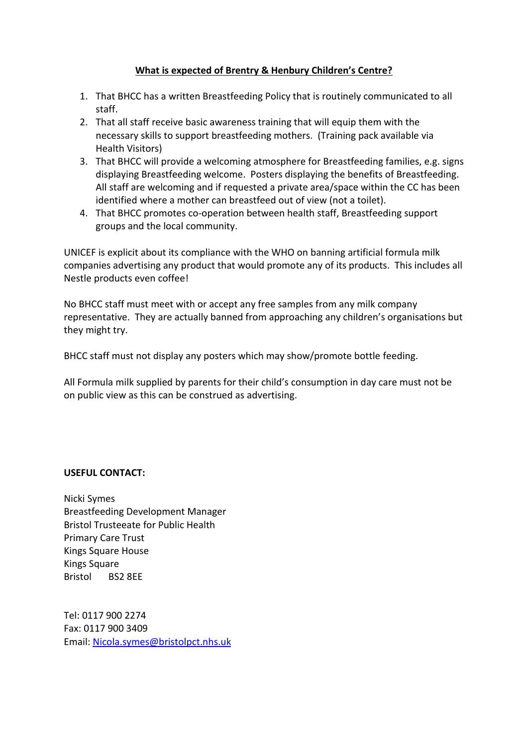**<u>What is expected of Brentry & Henbury Children's Centre?</u>**

1. That BHCC has a written Breastfeeding Policy that is routinely communicated to all staff.
2. That all staff receive basic awareness training that will equip them with the necessary skills to support breastfeeding mothers. (Training pack available via Health Visitors)
3. That BHCC will provide a welcoming atmosphere for Breastfeeding families, e.g. signs displaying Breastfeeding welcome. Posters displaying the benefits of Breastfeeding. All staff are welcoming and if requested a private area/space within the CC has been identified where a mother can breastfeed out of view (not a toilet).
4. That BHCC promotes co-operation between health staff, Breastfeeding support groups and the local community.

UNICEF is explicit about its compliance with the WHO on banning artificial formula milk companies advertising any product that would promote any of its products. This includes all Nestle products even coffee!

No BHCC staff must meet with or accept any free samples from any milk company representative. They are actually banned from approaching any children's organisations but they might try.

BHCC staff must not display any posters which may show/promote bottle feeding.

All Formula milk supplied by parents for their child's consumption in day care must not be on public view as this can be construed as advertising.

**USEFUL CONTACT:**

Nicki Symes
Breastfeeding Development Manager
Bristol Trusteeate for Public Health
Primary Care Trust
Kings Square House
Kings Square
Bristol BS2 8EE

Tel: 0117 900 2274
Fax: 0117 900 3409
Email: Nicola.symes@bristolpct.nhs.uk